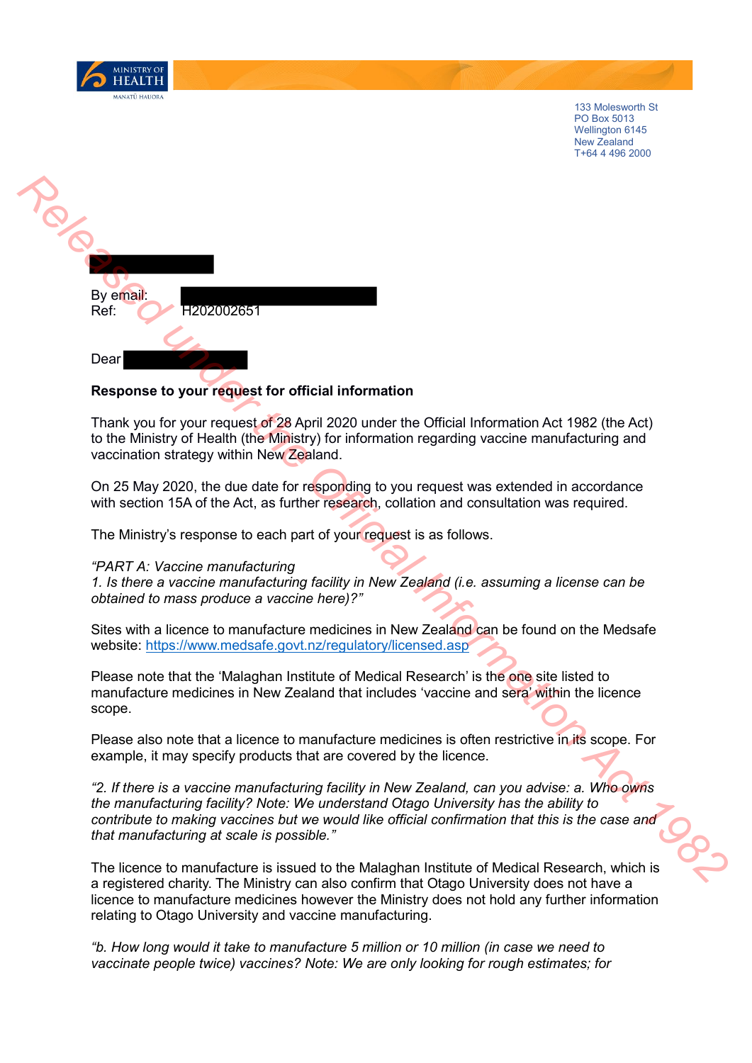133 Molesworth St
PO Box 5013
Wellington 6145
New Zealand
T+64 4 496 2000

By email:
Ref: H202002651

Dear

**Response to your request for official information**

Thank you for your request of 28 April 2020 under the Official Information Act 1982 (the Act) to the Ministry of Health (the Ministry) for information regarding vaccine manufacturing and vaccination strategy within New Zealand.

On 25 May 2020, the due date for responding to you request was extended in accordance with section 15A of the Act, as further research, collation and consultation was required.

The Ministry's response to each part of your request is as follows.

*"PART A: Vaccine manufacturing*
*1. Is there a vaccine manufacturing facility in New Zealand (i.e. assuming a license can be obtained to mass produce a vaccine here)?"*

Sites with a licence to manufacture medicines in New Zealand can be found on the Medsafe website: https://www.medsafe.govt.nz/regulatory/licensed.asp

Please note that the 'Malaghan Institute of Medical Research' is the one site listed to manufacture medicines in New Zealand that includes 'vaccine and sera' within the licence scope.

Please also note that a licence to manufacture medicines is often restrictive in its scope. For example, it may specify products that are covered by the licence.

*"2. If there is a vaccine manufacturing facility in New Zealand, can you advise: a. Who owns the manufacturing facility? Note: We understand Otago University has the ability to contribute to making vaccines but we would like official confirmation that this is the case and that manufacturing at scale is possible."*

The licence to manufacture is issued to the Malaghan Institute of Medical Research, which is a registered charity. The Ministry can also confirm that Otago University does not have a licence to manufacture medicines however the Ministry does not hold any further information relating to Otago University and vaccine manufacturing.

*"b. How long would it take to manufacture 5 million or 10 million (in case we need to vaccinate people twice) vaccines? Note: We are only looking for rough estimates; for*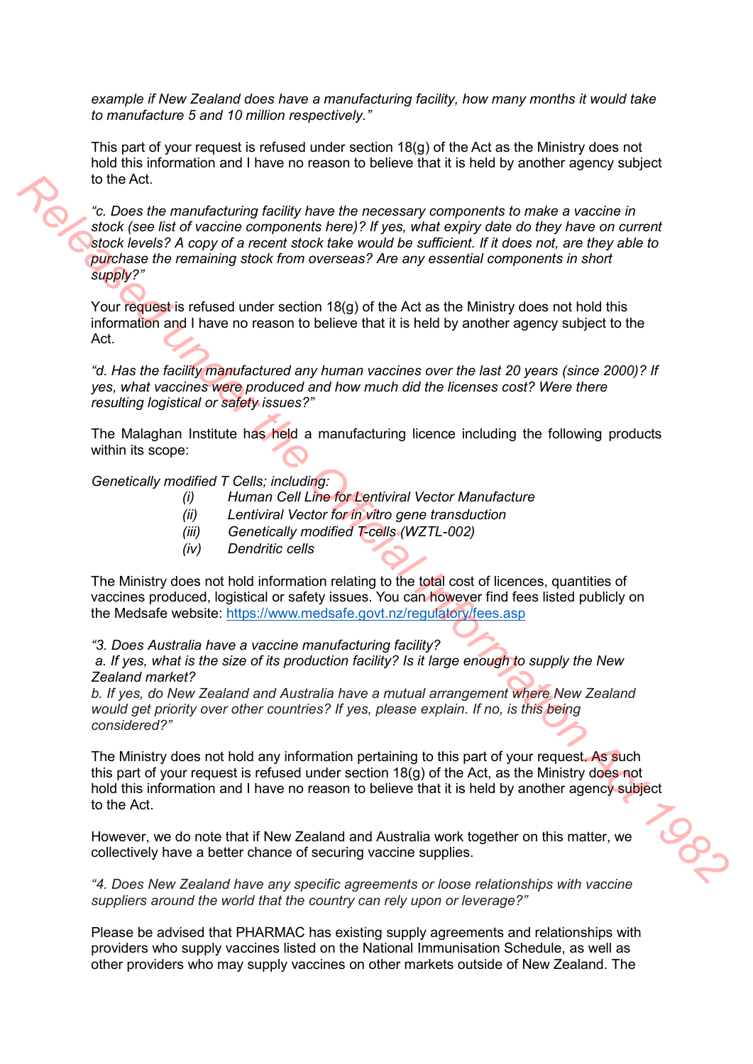*example if New Zealand does have a manufacturing facility, how many months it would take to manufacture 5 and 10 million respectively."*

This part of your request is refused under section 18(g) of the Act as the Ministry does not hold this information and I have no reason to believe that it is held by another agency subject to the Act.

*"c. Does the manufacturing facility have the necessary components to make a vaccine in stock (see list of vaccine components here)? If yes, what expiry date do they have on current stock levels? A copy of a recent stock take would be sufficient. If it does not, are they able to purchase the remaining stock from overseas? Are any essential components in short supply?"*

Your request is refused under section 18(g) of the Act as the Ministry does not hold this information and I have no reason to believe that it is held by another agency subject to the Act.

*"d. Has the facility manufactured any human vaccines over the last 20 years (since 2000)? If yes, what vaccines were produced and how much did the licenses cost? Were there resulting logistical or safety issues?"*

The Malaghan Institute has held a manufacturing licence including the following products within its scope:

*Genetically modified T Cells; including:*

- *(i) Human Cell Line for Lentiviral Vector Manufacture*
- *(ii) Lentiviral Vector for in vitro gene transduction*
- *(iii) Genetically modified T-cells (WZTL-002)*
- *(iv) Dendritic cells*

The Ministry does not hold information relating to the total cost of licences, quantities of vaccines produced, logistical or safety issues. You can however find fees listed publicly on the Medsafe website: https://www.medsafe.govt.nz/regulatory/fees.asp

*"3. Does Australia have a vaccine manufacturing facility?*
*a. If yes, what is the size of its production facility? Is it large enough to supply the New Zealand market?*
*b. If yes, do New Zealand and Australia have a mutual arrangement where New Zealand would get priority over other countries? If yes, please explain. If no, is this being considered?"*

The Ministry does not hold any information pertaining to this part of your request. As such this part of your request is refused under section 18(g) of the Act, as the Ministry does not hold this information and I have no reason to believe that it is held by another agency subject to the Act.

However, we do note that if New Zealand and Australia work together on this matter, we collectively have a better chance of securing vaccine supplies.

*"4. Does New Zealand have any specific agreements or loose relationships with vaccine suppliers around the world that the country can rely upon or leverage?"*

Please be advised that PHARMAC has existing supply agreements and relationships with providers who supply vaccines listed on the National Immunisation Schedule, as well as other providers who may supply vaccines on other markets outside of New Zealand. The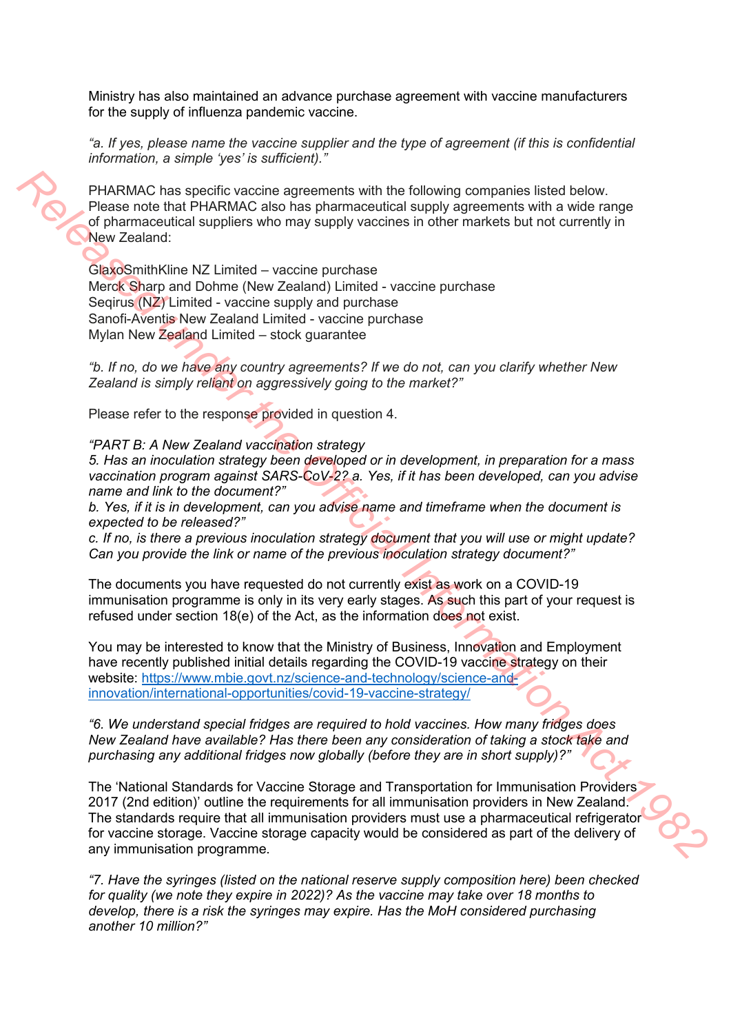Ministry has also maintained an advance purchase agreement with vaccine manufacturers for the supply of influenza pandemic vaccine.

*"a. If yes, please name the vaccine supplier and the type of agreement (if this is confidential information, a simple 'yes' is sufficient)."*

PHARMAC has specific vaccine agreements with the following companies listed below. Please note that PHARMAC also has pharmaceutical supply agreements with a wide range of pharmaceutical suppliers who may supply vaccines in other markets but not currently in New Zealand:

GlaxoSmithKline NZ Limited – vaccine purchase
Merck Sharp and Dohme (New Zealand) Limited - vaccine purchase
Seqirus (NZ) Limited - vaccine supply and purchase
Sanofi-Aventis New Zealand Limited - vaccine purchase
Mylan New Zealand Limited – stock guarantee

*"b. If no, do we have any country agreements? If we do not, can you clarify whether New Zealand is simply reliant on aggressively going to the market?"*

Please refer to the response provided in question 4.

*"PART B: A New Zealand vaccination strategy*
*5. Has an inoculation strategy been developed or in development, in preparation for a mass vaccination program against SARS-CoV-2? a. Yes, if it has been developed, can you advise name and link to the document?"*
*b. Yes, if it is in development, can you advise name and timeframe when the document is expected to be released?"*
*c. If no, is there a previous inoculation strategy document that you will use or might update? Can you provide the link or name of the previous inoculation strategy document?"*

The documents you have requested do not currently exist as work on a COVID-19 immunisation programme is only in its very early stages. As such this part of your request is refused under section 18(e) of the Act, as the information does not exist.

You may be interested to know that the Ministry of Business, Innovation and Employment have recently published initial details regarding the COVID-19 vaccine strategy on their website: https://www.mbie.govt.nz/science-and-technology/science-and-innovation/international-opportunities/covid-19-vaccine-strategy/

*"6. We understand special fridges are required to hold vaccines. How many fridges does New Zealand have available? Has there been any consideration of taking a stock take and purchasing any additional fridges now globally (before they are in short supply)?"*

The 'National Standards for Vaccine Storage and Transportation for Immunisation Providers 2017 (2nd edition)' outline the requirements for all immunisation providers in New Zealand. The standards require that all immunisation providers must use a pharmaceutical refrigerator for vaccine storage. Vaccine storage capacity would be considered as part of the delivery of any immunisation programme.

*"7. Have the syringes (listed on the national reserve supply composition here) been checked for quality (we note they expire in 2022)? As the vaccine may take over 18 months to develop, there is a risk the syringes may expire. Has the MoH considered purchasing another 10 million?"*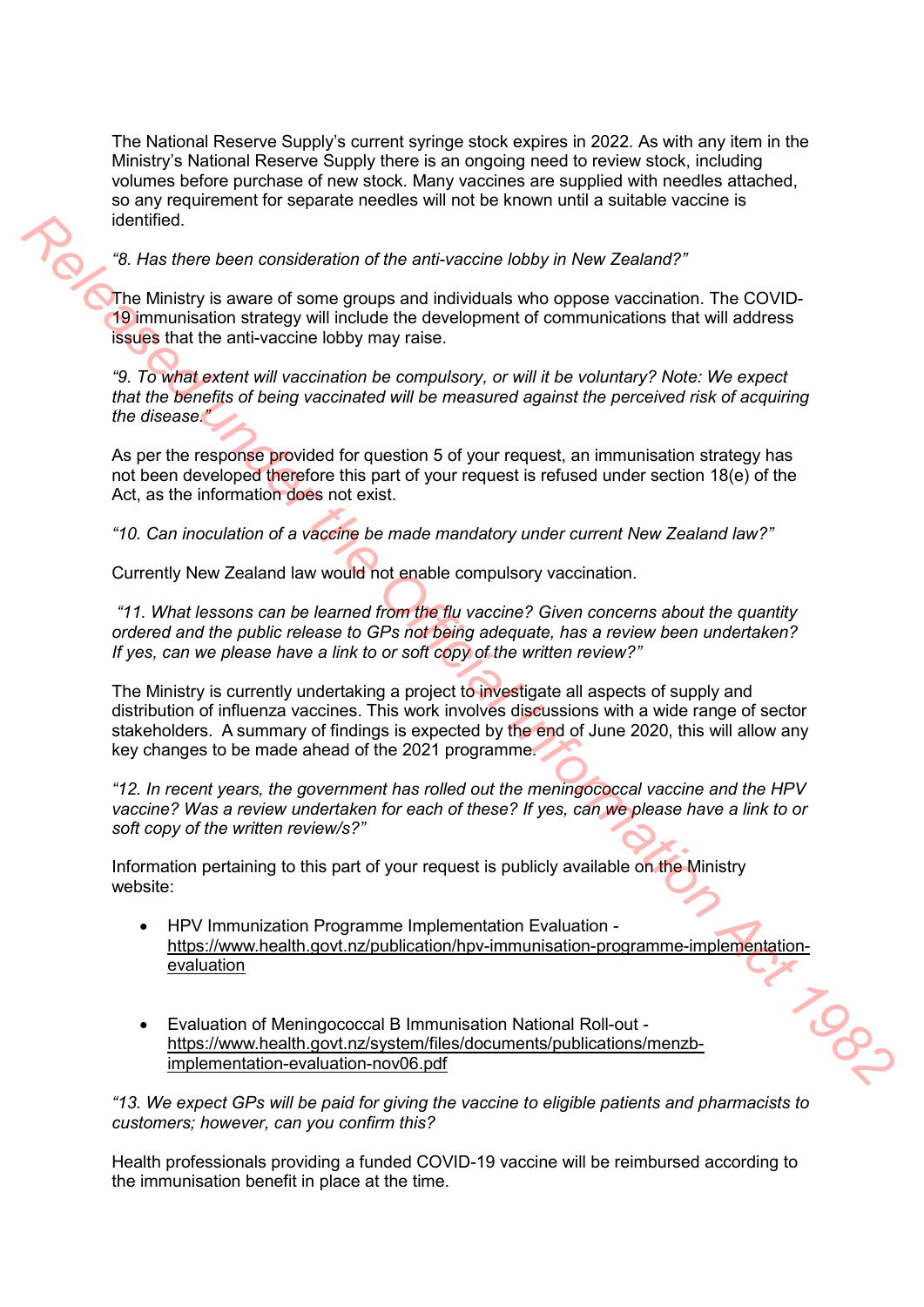The National Reserve Supply's current syringe stock expires in 2022. As with any item in the Ministry's National Reserve Supply there is an ongoing need to review stock, including volumes before purchase of new stock. Many vaccines are supplied with needles attached, so any requirement for separate needles will not be known until a suitable vaccine is identified.

*"8. Has there been consideration of the anti-vaccine lobby in New Zealand?"*

The Ministry is aware of some groups and individuals who oppose vaccination. The COVID-19 immunisation strategy will include the development of communications that will address issues that the anti-vaccine lobby may raise.

*"9. To what extent will vaccination be compulsory, or will it be voluntary? Note: We expect that the benefits of being vaccinated will be measured against the perceived risk of acquiring the disease."*

As per the response provided for question 5 of your request, an immunisation strategy has not been developed therefore this part of your request is refused under section 18(e) of the Act, as the information does not exist.

*"10. Can inoculation of a vaccine be made mandatory under current New Zealand law?"*

Currently New Zealand law would not enable compulsory vaccination.

*"11. What lessons can be learned from the flu vaccine? Given concerns about the quantity ordered and the public release to GPs not being adequate, has a review been undertaken? If yes, can we please have a link to or soft copy of the written review?"*

The Ministry is currently undertaking a project to investigate all aspects of supply and distribution of influenza vaccines. This work involves discussions with a wide range of sector stakeholders. A summary of findings is expected by the end of June 2020, this will allow any key changes to be made ahead of the 2021 programme.

*"12. In recent years, the government has rolled out the meningococcal vaccine and the HPV vaccine? Was a review undertaken for each of these? If yes, can we please have a link to or soft copy of the written review/s?"*

Information pertaining to this part of your request is publicly available on the Ministry website:

- HPV Immunization Programme Implementation Evaluation - https://www.health.govt.nz/publication/hpv-immunisation-programme-implementation-evaluation

- Evaluation of Meningococcal B Immunisation National Roll-out - https://www.health.govt.nz/system/files/documents/publications/menzb-implementation-evaluation-nov06.pdf

*"13. We expect GPs will be paid for giving the vaccine to eligible patients and pharmacists to customers; however, can you confirm this?*

Health professionals providing a funded COVID-19 vaccine will be reimbursed according to the immunisation benefit in place at the time.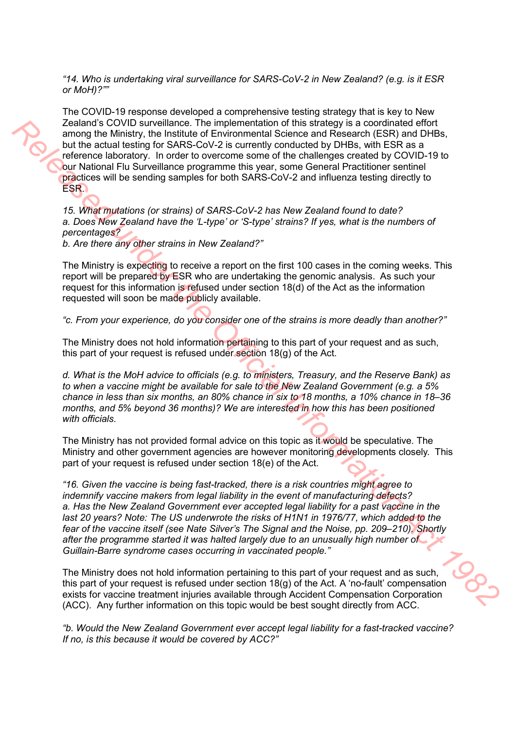*"14. Who is undertaking viral surveillance for SARS-CoV-2 in New Zealand? (e.g. is it ESR or MoH)?""*

The COVID-19 response developed a comprehensive testing strategy that is key to New Zealand's COVID surveillance. The implementation of this strategy is a coordinated effort among the Ministry, the Institute of Environmental Science and Research (ESR) and DHBs, but the actual testing for SARS-CoV-2 is currently conducted by DHBs, with ESR as a reference laboratory. In order to overcome some of the challenges created by COVID-19 to our National Flu Surveillance programme this year, some General Practitioner sentinel practices will be sending samples for both SARS-CoV-2 and influenza testing directly to ESR.

*15. What mutations (or strains) of SARS-CoV-2 has New Zealand found to date?*
*a. Does New Zealand have the 'L-type' or 'S-type' strains? If yes, what is the numbers of percentages?*
*b. Are there any other strains in New Zealand?"*

The Ministry is expecting to receive a report on the first 100 cases in the coming weeks. This report will be prepared by ESR who are undertaking the genomic analysis. As such your request for this information is refused under section 18(d) of the Act as the information requested will soon be made publicly available.

*"c. From your experience, do you consider one of the strains is more deadly than another?"*

The Ministry does not hold information pertaining to this part of your request and as such, this part of your request is refused under section 18(g) of the Act.

*d. What is the MoH advice to officials (e.g. to ministers, Treasury, and the Reserve Bank) as to when a vaccine might be available for sale to the New Zealand Government (e.g. a 5% chance in less than six months, an 80% chance in six to 18 months, a 10% chance in 18–36 months, and 5% beyond 36 months)? We are interested in how this has been positioned with officials.*

The Ministry has not provided formal advice on this topic as it would be speculative. The Ministry and other government agencies are however monitoring developments closely. This part of your request is refused under section 18(e) of the Act.

*"16. Given the vaccine is being fast-tracked, there is a risk countries might agree to indemnify vaccine makers from legal liability in the event of manufacturing defects?*
*a. Has the New Zealand Government ever accepted legal liability for a past vaccine in the last 20 years? Note: The US underwrote the risks of H1N1 in 1976/77, which added to the fear of the vaccine itself (see Nate Silver's The Signal and the Noise, pp. 209–210). Shortly after the programme started it was halted largely due to an unusually high number of Guillain-Barre syndrome cases occurring in vaccinated people."*

The Ministry does not hold information pertaining to this part of your request and as such, this part of your request is refused under section 18(g) of the Act. A 'no-fault' compensation exists for vaccine treatment injuries available through Accident Compensation Corporation (ACC). Any further information on this topic would be best sought directly from ACC.

*"b. Would the New Zealand Government ever accept legal liability for a fast-tracked vaccine? If no, is this because it would be covered by ACC?"*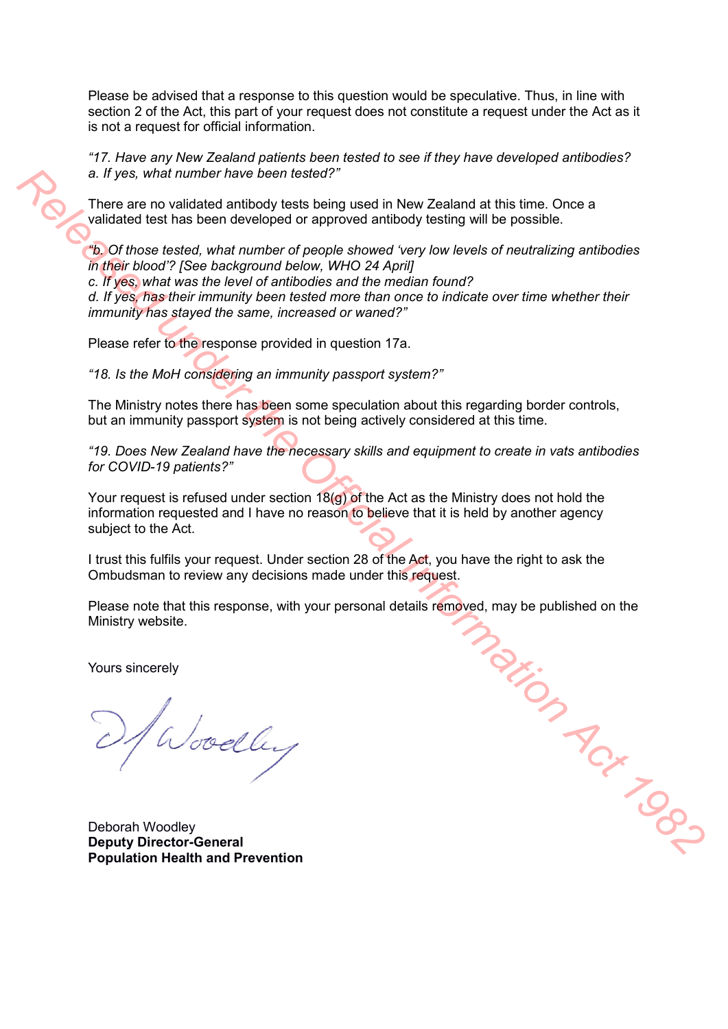Please be advised that a response to this question would be speculative. Thus, in line with section 2 of the Act, this part of your request does not constitute a request under the Act as it is not a request for official information.

*"17. Have any New Zealand patients been tested to see if they have developed antibodies? a. If yes, what number have been tested?"*

There are no validated antibody tests being used in New Zealand at this time. Once a validated test has been developed or approved antibody testing will be possible.

*"b. Of those tested, what number of people showed 'very low levels of neutralizing antibodies in their blood'? [See background below, WHO 24 April]*
*c. If yes, what was the level of antibodies and the median found?*
*d. If yes, has their immunity been tested more than once to indicate over time whether their immunity has stayed the same, increased or waned?"*

Please refer to the response provided in question 17a.

*"18. Is the MoH considering an immunity passport system?"*

The Ministry notes there has been some speculation about this regarding border controls, but an immunity passport system is not being actively considered at this time.

*"19. Does New Zealand have the necessary skills and equipment to create in vats antibodies for COVID-19 patients?"*

Your request is refused under section 18(g) of the Act as the Ministry does not hold the information requested and I have no reason to believe that it is held by another agency subject to the Act.

I trust this fulfils your request. Under section 28 of the Act, you have the right to ask the Ombudsman to review any decisions made under this request.

Please note that this response, with your personal details removed, may be published on the Ministry website.

Yours sincerely

Deborah Woodley
**Deputy Director-General**
**Population Health and Prevention**

Released under the Official Information Act 1982